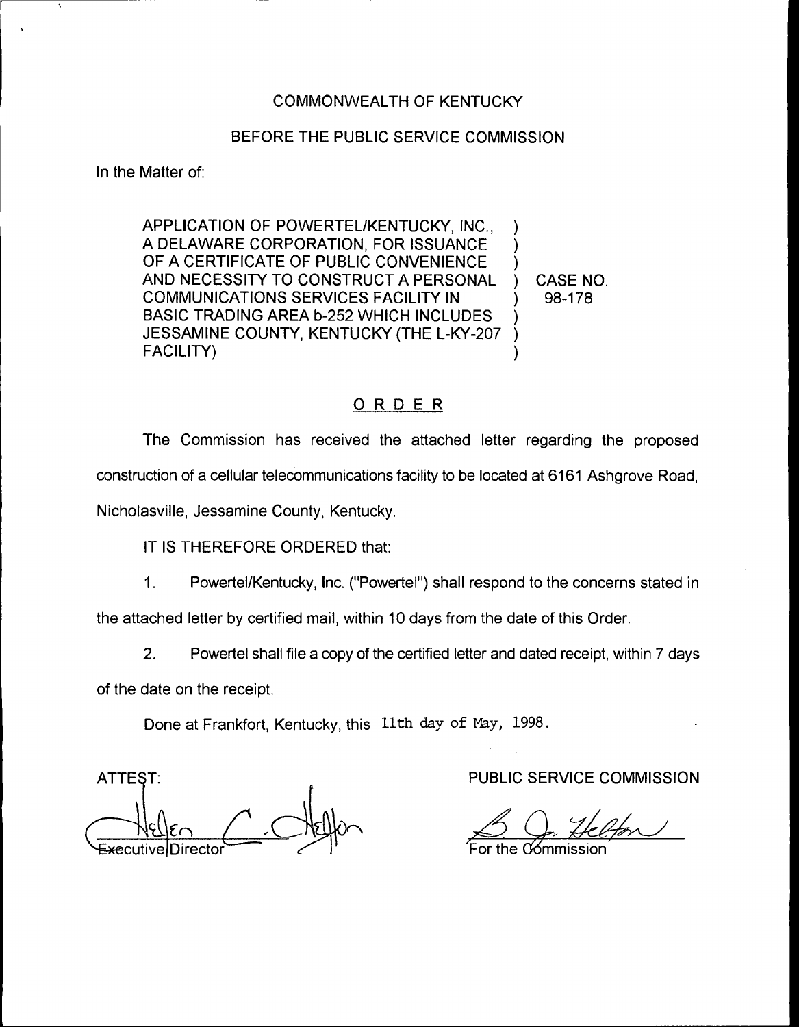COMMONWEALTH OF KENTUCKY

BEFORE THE PUBLIC SERVICE COMMISSION

In the Matter of:

| | | |
|---|---|---|
| APPLICATION OF POWERTEL/KENTUCKY, INC., A DELAWARE CORPORATION, FOR ISSUANCE OF A CERTIFICATE OF PUBLIC CONVENIENCE AND NECESSITY TO CONSTRUCT A PERSONAL COMMUNICATIONS SERVICES FACILITY IN BASIC TRADING AREA b-252 WHICH INCLUDES JESSAMINE COUNTY, KENTUCKY (THE L-KY-207 FACILITY) | ) | CASE NO. 98-178 |

## ORDER

The Commission has received the attached letter regarding the proposed construction of a cellular telecommunications facility to be located at 6161 Ashgrove Road, Nicholasville, Jessamine County, Kentucky.

IT IS THEREFORE ORDERED that:

1. Powertel/Kentucky, Inc. ("Powertel") shall respond to the concerns stated in the attached letter by certified mail, within 10 days from the date of this Order.

2. Powertel shall file a copy of the certified letter and dated receipt, within 7 days of the date on the receipt.

Done at Frankfort, Kentucky, this 11th day of May, 1998.

ATTEST:

Executive Director

PUBLIC SERVICE COMMISSION

For the Commission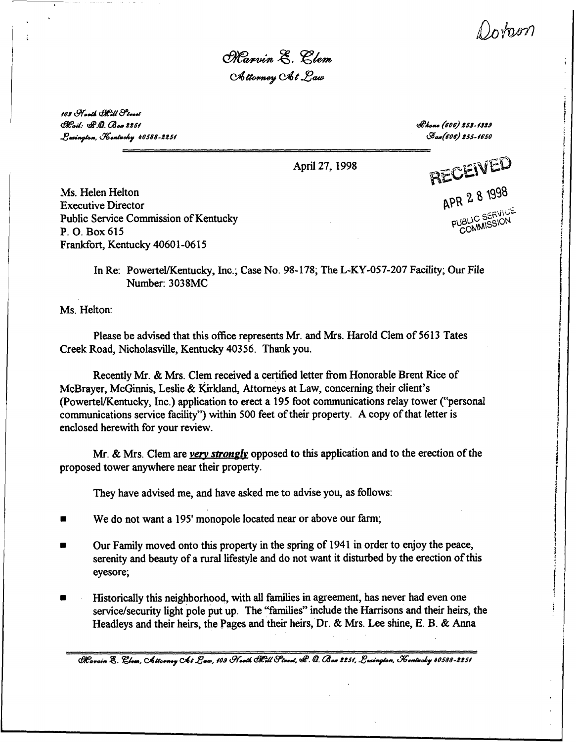Dotson

*Marvin E. Clem*
*Attorney At Law*

103 North Mill Street
Mail: P.O. Box 2251
Lexington, Kentucky 40588-2251

Phone (606) 253-1323
Fax (606) 255-1650

April 27, 1998

RECEIVED
APR 28 1998
PUBLIC SERVICE COMMISSION

Ms. Helen Helton
Executive Director
Public Service Commission of Kentucky
P. O. Box 615
Frankfort, Kentucky 40601-0615

In Re: Powertel/Kentucky, Inc.; Case No. 98-178; The L-KY-057-207 Facility; Our File Number: 3038MC

Ms. Helton:

Please be advised that this office represents Mr. and Mrs. Harold Clem of 5613 Tates Creek Road, Nicholasville, Kentucky 40356. Thank you.

Recently Mr. & Mrs. Clem received a certified letter from Honorable Brent Rice of McBrayer, McGinnis, Leslie & Kirkland, Attorneys at Law, concerning their client's (Powertel/Kentucky, Inc.) application to erect a 195 foot communications relay tower ("personal communications service facility") within 500 feet of their property. A copy of that letter is enclosed herewith for your review.

Mr. & Mrs. Clem are ***very strongly*** opposed to this application and to the erection of the proposed tower anywhere near their property.

They have advised me, and have asked me to advise you, as follows:

- We do not want a 195' monopole located near or above our farm;
- Our Family moved onto this property in the spring of 1941 in order to enjoy the peace, serenity and beauty of a rural lifestyle and do not want it disturbed by the erection of this eyesore;
- Historically this neighborhood, with all families in agreement, has never had even one service/security light pole put up. The "families" include the Harrisons and their heirs, the Headleys and their heirs, the Pages and their heirs, Dr. & Mrs. Lee shine, E. B. & Anna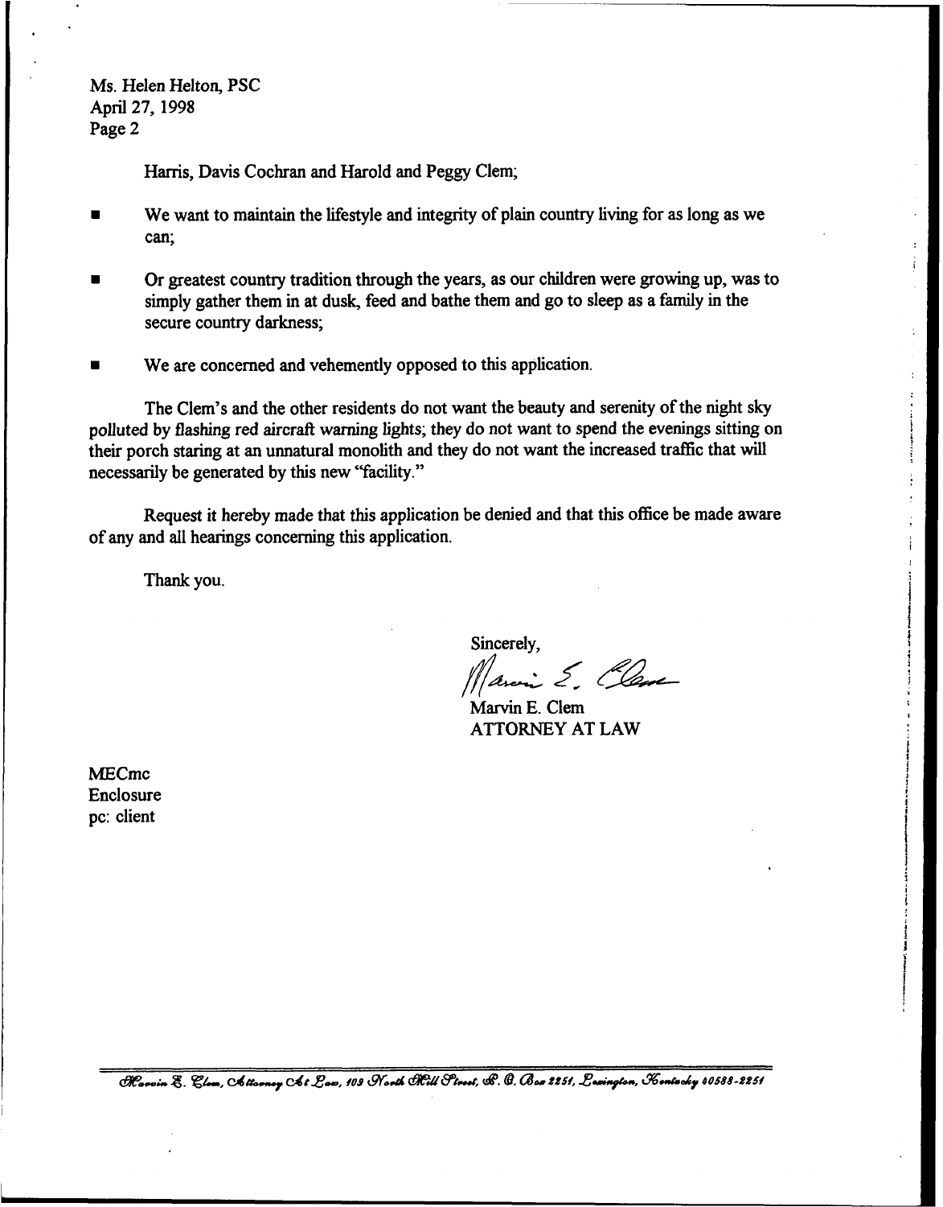Ms. Helen Helton, PSC
April 27, 1998
Page 2

Harris, Davis Cochran and Harold and Peggy Clem;

- We want to maintain the lifestyle and integrity of plain country living for as long as we can;
- Or greatest country tradition through the years, as our children were growing up, was to simply gather them in at dusk, feed and bathe them and go to sleep as a family in the secure country darkness;
- We are concerned and vehemently opposed to this application.

The Clem's and the other residents do not want the beauty and serenity of the night sky polluted by flashing red aircraft warning lights; they do not want to spend the evenings sitting on their porch staring at an unnatural monolith and they do not want the increased traffic that will necessarily be generated by this new "facility."

Request it hereby made that this application be denied and that this office be made aware of any and all hearings concerning this application.

Thank you.

Sincerely,

Marvin E. Clem
ATTORNEY AT LAW

MECmc
Enclosure
pc: client

Marvin E. Clem, Attorney At Law, 103 North Mill Street, P. O. Box 2251, Lexington, Kentucky 40588-2251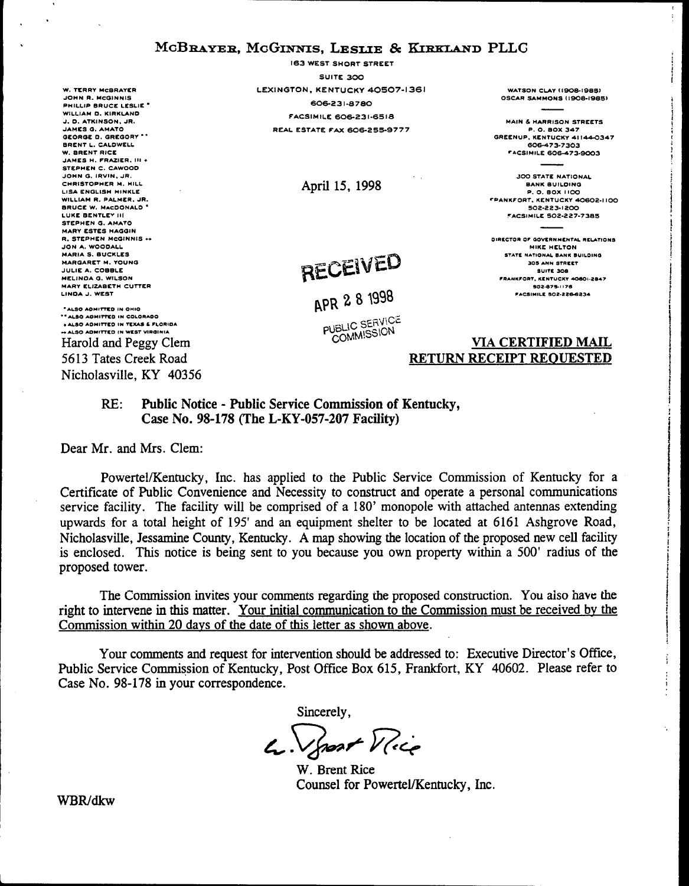# McBrayer, McGinnis, Leslie & Kirkland PLLC

163 West Short Street
Suite 300
Lexington, Kentucky 40507-1361
606-231-8780
Facsimile 606-231-6518
Real Estate Fax 606-255-9777

W. Terry McBrayer
John R. McGinnis
Phillip Bruce Leslie *
William D. Kirkland
J. D. Atkinson, Jr.
James G. Amato
George D. Gregory **
Brent L. Caldwell
W. Brent Rice
James H. Frazier, III +
Stephen C. Cawood
John G. Irvin, Jr.
Christopher M. Hill
Lisa English Hinkle
William R. Palmer, Jr.
Bruce W. MacDonald *
Luke Bentley III
Stephen G. Amato
Mary Estes Haggin
R. Stephen McGinnis ++
Jon A. Woodall
Maria S. Buckles
Margaret M. Young
Julie A. Cobble
Melinda G. Wilson
Mary Elizabeth Cutter
Linda J. West

* Also admitted in Ohio
** Also admitted in Colorado
+ Also admitted in Texas & Florida
++ Also admitted in West Virginia

Watson Clay (1908-1985)
Oscar Sammons (1908-1985)

Main & Harrison Streets
P. O. Box 347
Greenup, Kentucky 41144-0347
606-473-7303
Facsimile 606-473-9003

300 State National Bank Building
P. O. Box 1100
Frankfort, Kentucky 40602-1100
502-223-1200
Facsimile 502-227-7385

Director of Governmental Relations
Mike Helton
State National Bank Building
305 Ann Street
Suite 308
Frankfort, Kentucky 40601-2847
502-875-1176
Facsimile 502-226-6234

April 15, 1998

RECEIVED
APR 28 1998
PUBLIC SERVICE COMMISSION

Harold and Peggy Clem
5613 Tates Creek Road
Nicholasville, KY 40356

**VIA CERTIFIED MAIL**
**RETURN RECEIPT REQUESTED**

RE: **Public Notice - Public Service Commission of Kentucky, Case No. 98-178 (The L-KY-057-207 Facility)**

Dear Mr. and Mrs. Clem:

Powertel/Kentucky, Inc. has applied to the Public Service Commission of Kentucky for a Certificate of Public Convenience and Necessity to construct and operate a personal communications service facility. The facility will be comprised of a 180' monopole with attached antennas extending upwards for a total height of 195' and an equipment shelter to be located at 6161 Ashgrove Road, Nicholasville, Jessamine County, Kentucky. A map showing the location of the proposed new cell facility is enclosed. This notice is being sent to you because you own property within a 500' radius of the proposed tower.

The Commission invites your comments regarding the proposed construction. You also have the right to intervene in this matter. Your initial communication to the Commission must be received by the Commission within 20 days of the date of this letter as shown above.

Your comments and request for intervention should be addressed to: Executive Director's Office, Public Service Commission of Kentucky, Post Office Box 615, Frankfort, KY 40602. Please refer to Case No. 98-178 in your correspondence.

Sincerely,

W. Brent Rice
Counsel for Powertel/Kentucky, Inc.

WBR/dkw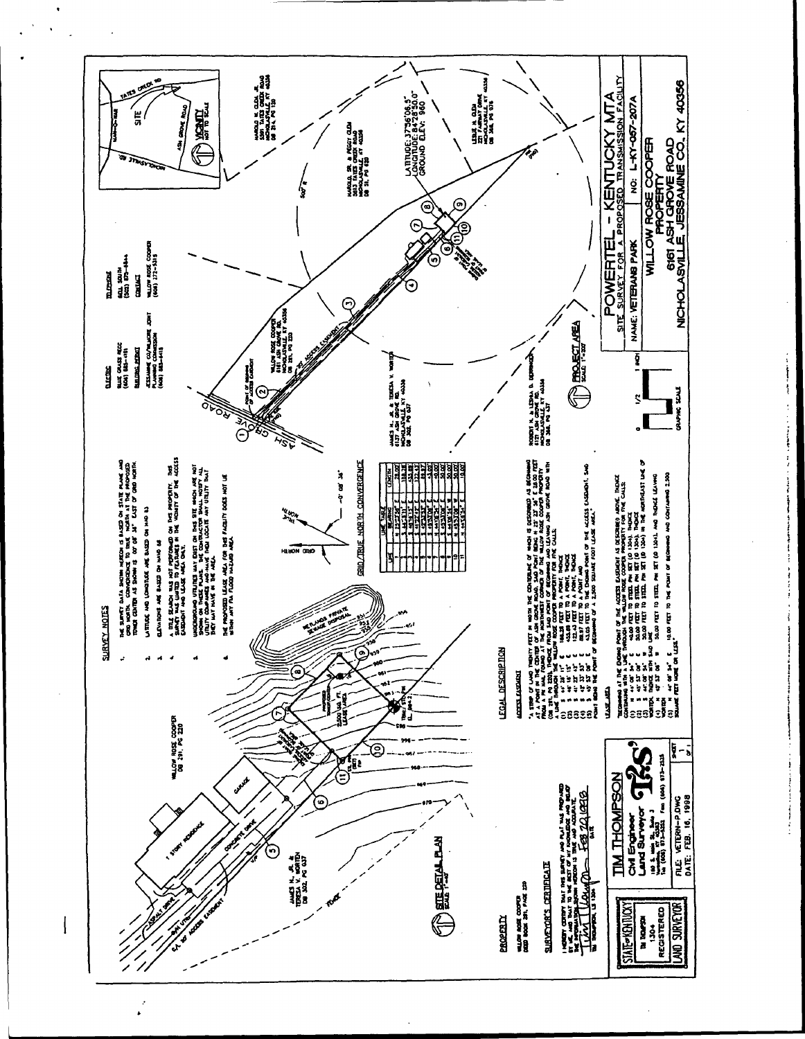# POWERTEL - KENTUCKY MTA

**SITE SURVEY FOR A PROPOSED TRANSMISSION FACILITY**

NAME: VETERANS PARK | NO: L-KY-057-207A

**WILLOW ROSE COOPER PROPERTY**

**6161 ASH GROVE ROAD**

**NICHOLASVILLE, JESSAMINE CO., KY 40356**

## SURVEY NOTES

1. THE SURVEY DATA SHOWN HEREON IS BASED ON STATE PLANE AND GRID NORTH. CONVERGENCE TO TRUE NORTH AT THE PROPOSED TOWER CENTER AS SHOWN IS 00° 08' 36" EAST OF GRID NORTH.
2. LATITUDE AND LONGITUDE ARE BASED ON NAD 83.
3. ELEVATIONS ARE BASED ON NAVD 88.
4. A TITLE SEARCH WAS NOT PERFORMED ON THIS PROPERTY. THIS SURVEY WAS LIMITED TO FEATURES IN THE VICINITY OF THE ACCESS EASEMENT AND LEASE AREA ONLY.
5. UNDERGROUND UTILITIES MAY EXIST ON THIS SITE WHICH ARE NOT SHOWN ON THESE PLANS. THE CONTRACTOR SHALL NOTIFY ALL UTILITY COMPANIES AND HAVE THEM LOCATE ANY UTILITY THAT THEY MAY HAVE IN THE AREA.
6. THE PROPOSED LEASE AREA FOR THIS FACILITY DOES NOT LIE WITHIN ANY FIA FLOOD HAZARD AREA.

## GRID/TRUE NORTH CONVERGENCE

GRID NORTH — TRUE NORTH — -0° 08' 36"

| LINE | BEARING | LENGTH |
|---|---|---|
| 1 | N 23°22'36" E | 28.00' |
| 2 | S 44°28'11" E | 158.28' |
| 3 | S 46°18'15" E | 433.89' |
| 4 | S 43°22'14" E | 122.43' |
| 5 | S 42°33'33" E | 88.87' |
| 6 | S 45°53'08" E | 43.05' |
| 7 | N 44°06'34" E | 50.00' |
| 8 | S 45°53'26" E | 50.00' |
| 9 | S 44°06'34" W | 50.00' |
| 10 | N 45°53'26" W | 50.00' |
| 11 | N 44°06'34" E | 10.00' |

## LEGAL DESCRIPTION

### ACCESS EASEMENT

"A STRIP OF LAND TWENTY FEET IN WIDTH THE CENTERLINE OF WHICH IS DESCRIBED AS BEGINNING AT A POINT IN THE CENTER OF ASH GROVE ROAD, SAID POINT BEING N 23° 22' 36" E 28.00 FEET FROM A PK NAIL FOUND AT THE NORTHWEST CORNER OF THE WILLOW ROSE COOPER PROPERTY (DB 291, PG 220), THENCE FROM SAID POINT OF BEGINNING AND LEAVING ASH GROVE ROAD WITH A LINE THROUGH THE WILLOW ROSE COOPER PROPERTY FOR FIVE CALLS:
(1) S 44° 28' 11" E 158.28 FEET TO A POINT, THENCE
(2) S 46° 18' 15" E 433.89 FEET TO A POINT, THENCE
(3) S 43° 22' 14" E 122.43 FEET TO A POINT, THENCE
(4) S 42° 33' 33" E 88.87 FEET TO A POINT AND
(5) S 45° 53' 08" E 43.05 FEET TO THE ENDING POINT OF THE ACCESS EASEMENT, SAID POINT BEING THE POINT OF BEGINNING OF A 2,500 SQUARE FOOT LEASE AREA."

### LEASE AREA

"BEGINNING AT THE ENDING POINT OF THE ACCESS EASEMENT AS DESCRIBED ABOVE, THENCE CONTINUING WITH A LINE THROUGH THE WILLOW ROSE COOPER PROPERTY FOR FIVE CALLS:
(1) N 44° 06' 34" E 50.00 FEET TO STEEL PIN SET (© 1304), THENCE
(2) S 45° 53' 26" E 50.00 FEET TO STEEL PIN SET (© 1304), THENCE
(3) S 44° 06' 34" W 50.00 FEET TO STEEL PIN SET (© 1304) IN THE NORTHEAST LINE OF WORTEN, THENCE WITH SAID LINE
(4) N 45° 53' 26" W 50.00 FEET TO STEEL PIN SET (© 1304), AND THENCE LEAVING WORTEN
(5) N 44° 06' 34" E 10.00 FEET TO THE POINT OF BEGINNING AND CONTAINING 2,500 SQUARE FEET MORE OR LESS."

## PROPERTY

WILLOW ROSE COOPER
DEED BOOK 291, PAGE 220

## SURVEYOR'S CERTIFICATE

I HEREBY CERTIFY THAT THIS SURVEY AND PLAT WAS PREPARED BY ME, AND THAT TO THE BEST OF MY KNOWLEDGE AND BELIEF THE INFORMATION SHOWN HEREON IS TRUE AND ACCURATE.

Tim Thompson — FEB 20, 1998
TIM THOMPSON, LS 1304 — DATE

## SITE DETAIL PLAN

SCALE 1"=40'

1 STORY RESIDENCE
GARAGE
CONCRETE DRIVE
ASPHALT DRIVE
O.H. UTIL.
C.L. 20' ACCESS EASEMENT
FENCE
PROPOSED 2,500 SQ. FT. LEASE AREA
TOWER CTR. STL. PIN EL. 958.2
WETLANDS PRIVATE SEWAGE DISPOSAL
WILLOW ROSE COOPER DB 291, PG 220
JAMES H., JR. & TERESA V. WORTEN DB 302, PG 037

## PROJECT AREA

SCALE 1"=200'

ASH GROVE ROAD
POINT OF BEGINNING OF ACCESS EASEMENT
20' ACCESS EASEMENT
500' R
LATITUDE: 37°56'06.5"
LONGITUDE: 84°28'30.0"
GROUND ELEV: 960

WILLOW ROSE COOPER, 6161 ASH GROVE RD., NICHOLASVILLE, KY 40356, DB 291, PG 220
JAMES H., JR. & TERESA V. WORTEN, 6137 ASH GROVE RD., NICHOLASVILLE, KY 40356, DB 302, PG 037
ROBERT H. & LEONA D. DORRING(?), 6121 ASH GROVE RD., NICHOLASVILLE, KY 40356, DB 366, PG 437
HAROLD, SR. & PEGGY CLEM, 3613 TATES CREEK ROAD, NICHOLASVILLE, KY 40356, DB 31, PG 120
HAROLD W. CLEM, JR., 3591 TATES CREEK ROAD, NICHOLASVILLE, KY 40356, DB 214, PG 120
LESLIE H. CLEM, 221 FAIRWAY DRIVE, NICHOLASVILLE, KY 40356, DB 366, PG 576

**ELECTRIC**
BLUE GRASS RECC
(606) 885-4191

**BUILDING PERMIT**
JESSAMINE CO./WILMORE JOINT PLANNING COMMISSION
(606) 885-4418

**TELEPHONE**
BELL SOUTH
(502) 875-6644

**CONTACT**
WILLOW ROSE COOPER
(606) 272-5315

## VICINITY

NOT TO SCALE

NICHOLASVILLE RD.
MAN-O-WAR
TATES CREEK RD
ASH GROVE ROAD
SITE

GRAPHIC SCALE: 0 — 1/2 — 1 INCH

**TIM THOMPSON**
Civil Engineer
Land Surveyor
Tel (606) 273-5252 Fax (606) 273-2525

STATE OF KENTUCKY
TIM THOMPSON
1304
REGISTERED
LAND SURVEYOR

FILE: VETERN-P.DWG
DATE: FEB. 16, 1998
SHEET 1 OF 1